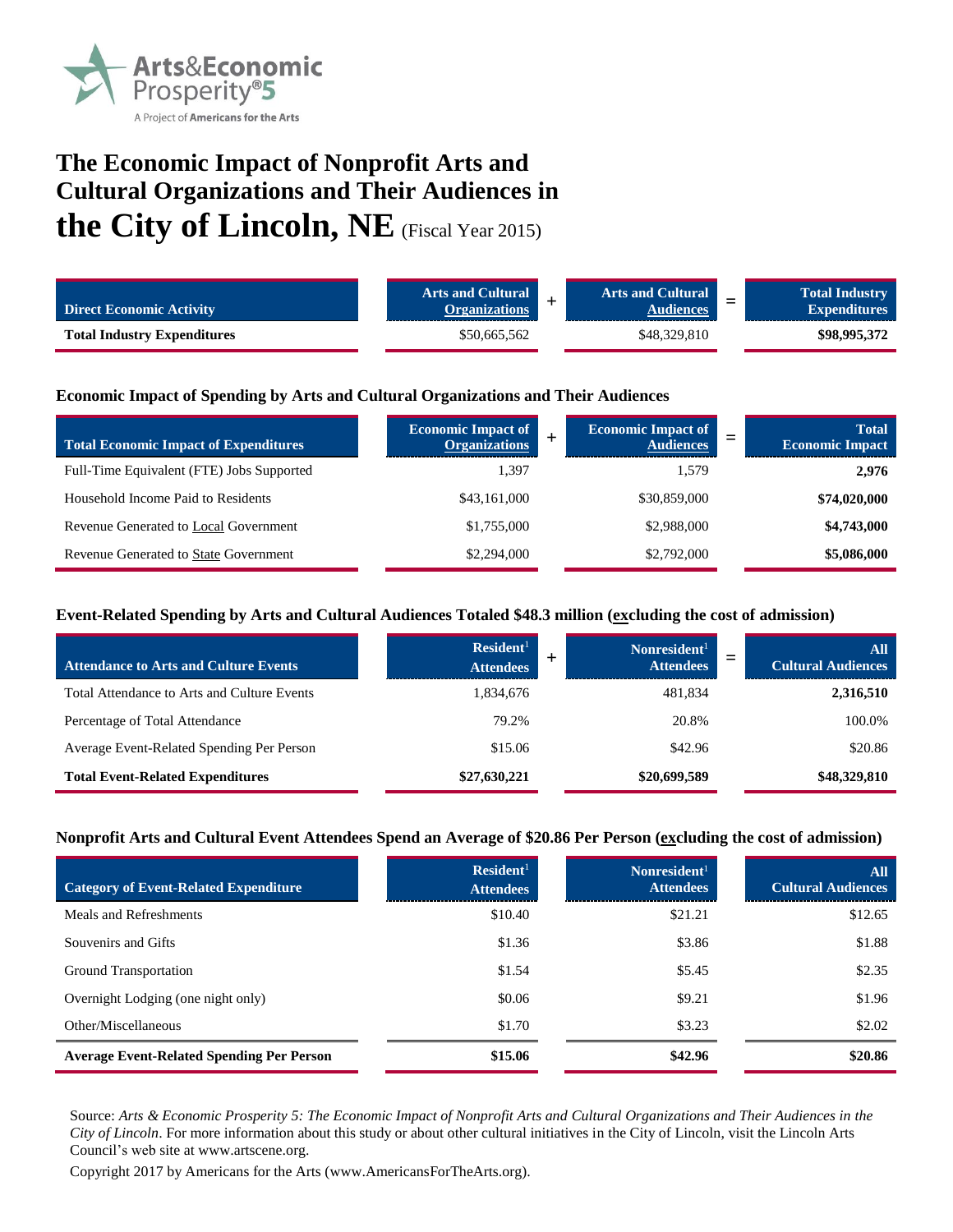Arts&Economic Prosperity®5

A Project of Americans for the Arts

# The Economic Impact of Nonprofit Arts and Cultural Organizations and Their Audiences in the City of Lincoln, NE (Fiscal Year 2015)

| Direct Economic Activity | Arts and Cultural Organizations | + | Arts and Cultural Audiences | = | Total Industry Expenditures |
|---|---|---|---|---|---|
| **Total Industry Expenditures** | $50,665,562 | | $48,329,810 | | **$98,995,372** |

### Economic Impact of Spending by Arts and Cultural Organizations and Their Audiences

| Total Economic Impact of Expenditures | Economic Impact of Organizations | + | Economic Impact of Audiences | = | Total Economic Impact |
|---|---|---|---|---|---|
| Full-Time Equivalent (FTE) Jobs Supported | 1,397 | | 1,579 | | **2,976** |
| Household Income Paid to Residents | $43,161,000 | | $30,859,000 | | **$74,020,000** |
| Revenue Generated to Local Government | $1,755,000 | | $2,988,000 | | **$4,743,000** |
| Revenue Generated to State Government | $2,294,000 | | $2,792,000 | | **$5,086,000** |

### Event-Related Spending by Arts and Cultural Audiences Totaled $48.3 million (excluding the cost of admission)

| Attendance to Arts and Culture Events | Resident[1] Attendees | + | Nonresident[1] Attendees | = | All Cultural Audiences |
|---|---|---|---|---|---|
| Total Attendance to Arts and Culture Events | 1,834,676 | | 481,834 | | **2,316,510** |
| Percentage of Total Attendance | 79.2% | | 20.8% | | 100.0% |
| Average Event-Related Spending Per Person | $15.06 | | $42.96 | | $20.86 |
| **Total Event-Related Expenditures** | **$27,630,221** | | **$20,699,589** | | **$48,329,810** |

### Nonprofit Arts and Cultural Event Attendees Spend an Average of $20.86 Per Person (excluding the cost of admission)

| Category of Event-Related Expenditure | Resident[1] Attendees | Nonresident[1] Attendees | All Cultural Audiences |
|---|---|---|---|
| Meals and Refreshments | $10.40 | $21.21 | $12.65 |
| Souvenirs and Gifts | $1.36 | $3.86 | $1.88 |
| Ground Transportation | $1.54 | $5.45 | $2.35 |
| Overnight Lodging (one night only) | $0.06 | $9.21 | $1.96 |
| Other/Miscellaneous | $1.70 | $3.23 | $2.02 |
| **Average Event-Related Spending Per Person** | **$15.06** | **$42.96** | **$20.86** |

Source: *Arts & Economic Prosperity 5: The Economic Impact of Nonprofit Arts and Cultural Organizations and Their Audiences in the City of Lincoln*. For more information about this study or about other cultural initiatives in the City of Lincoln, visit the Lincoln Arts Council's web site at www.artscene.org.

Copyright 2017 by Americans for the Arts (www.AmericansForTheArts.org).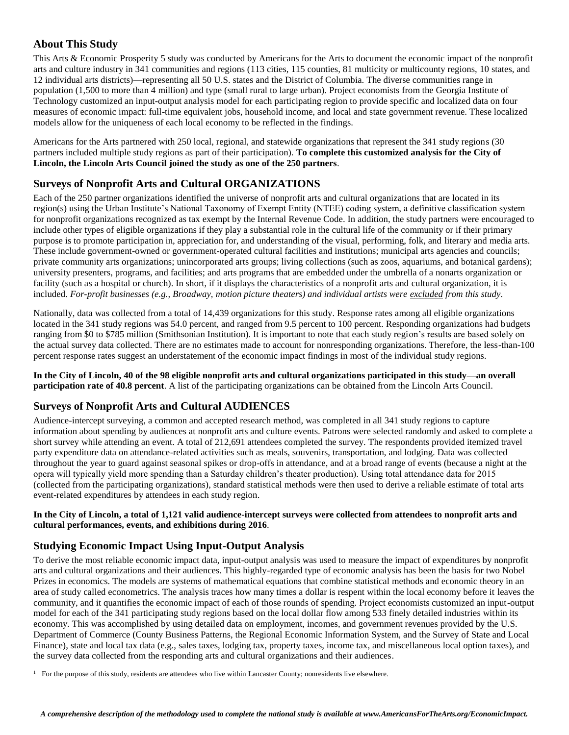## About This Study

This Arts & Economic Prosperity 5 study was conducted by Americans for the Arts to document the economic impact of the nonprofit arts and culture industry in 341 communities and regions (113 cities, 115 counties, 81 multicity or multicounty regions, 10 states, and 12 individual arts districts)—representing all 50 U.S. states and the District of Columbia. The diverse communities range in population (1,500 to more than 4 million) and type (small rural to large urban). Project economists from the Georgia Institute of Technology customized an input-output analysis model for each participating region to provide specific and localized data on four measures of economic impact: full-time equivalent jobs, household income, and local and state government revenue. These localized models allow for the uniqueness of each local economy to be reflected in the findings.

Americans for the Arts partnered with 250 local, regional, and statewide organizations that represent the 341 study regions (30 partners included multiple study regions as part of their participation). **To complete this customized analysis for the City of Lincoln, the Lincoln Arts Council joined the study as one of the 250 partners**.

## Surveys of Nonprofit Arts and Cultural ORGANIZATIONS

Each of the 250 partner organizations identified the universe of nonprofit arts and cultural organizations that are located in its region(s) using the Urban Institute's National Taxonomy of Exempt Entity (NTEE) coding system, a definitive classification system for nonprofit organizations recognized as tax exempt by the Internal Revenue Code. In addition, the study partners were encouraged to include other types of eligible organizations if they play a substantial role in the cultural life of the community or if their primary purpose is to promote participation in, appreciation for, and understanding of the visual, performing, folk, and literary and media arts. These include government-owned or government-operated cultural facilities and institutions; municipal arts agencies and councils; private community arts organizations; unincorporated arts groups; living collections (such as zoos, aquariums, and botanical gardens); university presenters, programs, and facilities; and arts programs that are embedded under the umbrella of a nonarts organization or facility (such as a hospital or church). In short, if it displays the characteristics of a nonprofit arts and cultural organization, it is included. *For-profit businesses (e.g., Broadway, motion picture theaters) and individual artists were excluded from this study*.

Nationally, data was collected from a total of 14,439 organizations for this study. Response rates among all eligible organizations located in the 341 study regions was 54.0 percent, and ranged from 9.5 percent to 100 percent. Responding organizations had budgets ranging from $0 to $785 million (Smithsonian Institution). It is important to note that each study region's results are based solely on the actual survey data collected. There are no estimates made to account for nonresponding organizations. Therefore, the less-than-100 percent response rates suggest an understatement of the economic impact findings in most of the individual study regions.

**In the City of Lincoln, 40 of the 98 eligible nonprofit arts and cultural organizations participated in this study—an overall participation rate of 40.8 percent**. A list of the participating organizations can be obtained from the Lincoln Arts Council.

## Surveys of Nonprofit Arts and Cultural AUDIENCES

Audience-intercept surveying, a common and accepted research method, was completed in all 341 study regions to capture information about spending by audiences at nonprofit arts and culture events. Patrons were selected randomly and asked to complete a short survey while attending an event. A total of 212,691 attendees completed the survey. The respondents provided itemized travel party expenditure data on attendance-related activities such as meals, souvenirs, transportation, and lodging. Data was collected throughout the year to guard against seasonal spikes or drop-offs in attendance, and at a broad range of events (because a night at the opera will typically yield more spending than a Saturday children's theater production). Using total attendance data for 2015 (collected from the participating organizations), standard statistical methods were then used to derive a reliable estimate of total arts event-related expenditures by attendees in each study region.

**In the City of Lincoln, a total of 1,121 valid audience-intercept surveys were collected from attendees to nonprofit arts and cultural performances, events, and exhibitions during 2016**.

## Studying Economic Impact Using Input-Output Analysis

To derive the most reliable economic impact data, input-output analysis was used to measure the impact of expenditures by nonprofit arts and cultural organizations and their audiences. This highly-regarded type of economic analysis has been the basis for two Nobel Prizes in economics. The models are systems of mathematical equations that combine statistical methods and economic theory in an area of study called econometrics. The analysis traces how many times a dollar is respent within the local economy before it leaves the community, and it quantifies the economic impact of each of those rounds of spending. Project economists customized an input-output model for each of the 341 participating study regions based on the local dollar flow among 533 finely detailed industries within its economy. This was accomplished by using detailed data on employment, incomes, and government revenues provided by the U.S. Department of Commerce (County Business Patterns, the Regional Economic Information System, and the Survey of State and Local Finance), state and local tax data (e.g., sales taxes, lodging tax, property taxes, income tax, and miscellaneous local option taxes), and the survey data collected from the responding arts and cultural organizations and their audiences.

[1] For the purpose of this study, residents are attendees who live within Lancaster County; nonresidents live elsewhere.

***A comprehensive description of the methodology used to complete the national study is available at www.AmericansForTheArts.org/EconomicImpact.***